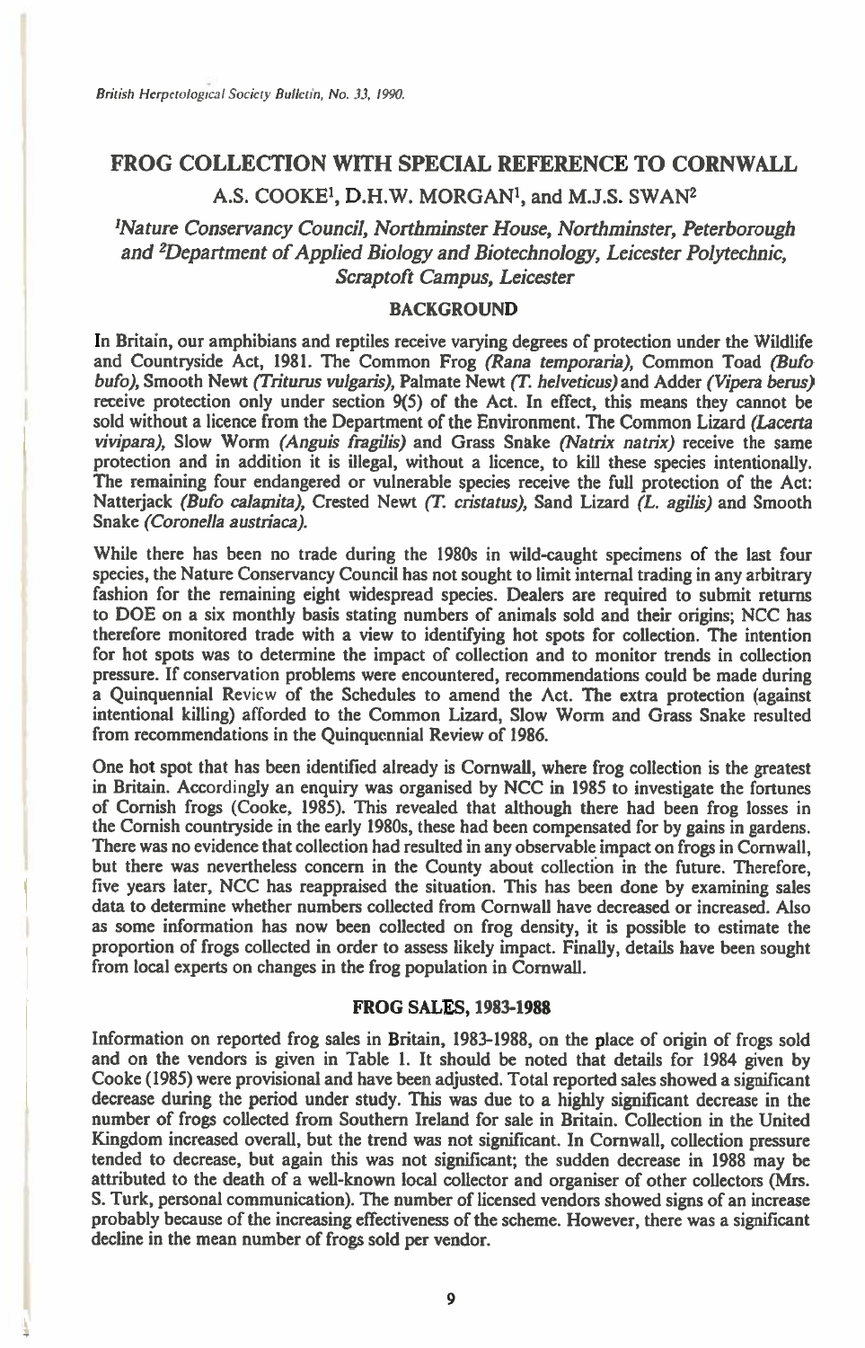# FROG COLLECTION WITH SPECIAL REFERENCE TO CORNWALL

A.S. COOKE[1], D.H.W. MORGAN[1], and M.J.S. SWAN[2]

*[1]Nature Conservancy Council, Northminster House, Northminster, Peterborough and [2]Department of Applied Biology and Biotechnology, Leicester Polytechnic, Scraptoft Campus, Leicester*

## BACKGROUND

In Britain, our amphibians and reptiles receive varying degrees of protection under the Wildlife and Countryside Act, 1981. The Common Frog *(Rana temporaria)*, Common Toad *(Bufo bufo)*, Smooth Newt *(Triturus vulgaris)*, Palmate Newt *(T. helveticus)* and Adder *(Vipera berus)* receive protection only under section 9(5) of the Act. In effect, this means they cannot be sold without a licence from the Department of the Environment. The Common Lizard *(Lacerta vivipara)*, Slow Worm *(Anguis fragilis)* and Grass Snake *(Natrix natrix)* receive the same protection and in addition it is illegal, without a licence, to kill these species intentionally. The remaining four endangered or vulnerable species receive the full protection of the Act: Natterjack *(Bufo calamita)*, Crested Newt *(T. cristatus)*, Sand Lizard *(L. agilis)* and Smooth Snake *(Coronella austriaca)*.

While there has been no trade during the 1980s in wild-caught specimens of the last four species, the Nature Conservancy Council has not sought to limit internal trading in any arbitrary fashion for the remaining eight widespread species. Dealers are required to submit returns to DOE on a six monthly basis stating numbers of animals sold and their origins; NCC has therefore monitored trade with a view to identifying hot spots for collection. The intention for hot spots was to determine the impact of collection and to monitor trends in collection pressure. If conservation problems were encountered, recommendations could be made during a Quinquennial Review of the Schedules to amend the Act. The extra protection (against intentional killing) afforded to the Common Lizard, Slow Worm and Grass Snake resulted from recommendations in the Quinquennial Review of 1986.

One hot spot that has been identified already is Cornwall, where frog collection is the greatest in Britain. Accordingly an enquiry was organised by NCC in 1985 to investigate the fortunes of Cornish frogs (Cooke, 1985). This revealed that although there had been frog losses in the Cornish countryside in the early 1980s, these had been compensated for by gains in gardens. There was no evidence that collection had resulted in any observable impact on frogs in Cornwall, but there was nevertheless concern in the County about collection in the future. Therefore, five years later, NCC has reappraised the situation. This has been done by examining sales data to determine whether numbers collected from Cornwall have decreased or increased. Also as some information has now been collected on frog density, it is possible to estimate the proportion of frogs collected in order to assess likely impact. Finally, details have been sought from local experts on changes in the frog population in Cornwall.

## FROG SALES, 1983-1988

Information on reported frog sales in Britain, 1983-1988, on the place of origin of frogs sold and on the vendors is given in Table 1. It should be noted that details for 1984 given by Cooke (1985) were provisional and have been adjusted. Total reported sales showed a significant decrease during the period under study. This was due to a highly significant decrease in the number of frogs collected from Southern Ireland for sale in Britain. Collection in the United Kingdom increased overall, but the trend was not significant. In Cornwall, collection pressure tended to decrease, but again this was not significant; the sudden decrease in 1988 may be attributed to the death of a well-known local collector and organiser of other collectors (Mrs. S. Turk, personal communication). The number of licensed vendors showed signs of an increase probably because of the increasing effectiveness of the scheme. However, there was a significant decline in the mean number of frogs sold per vendor.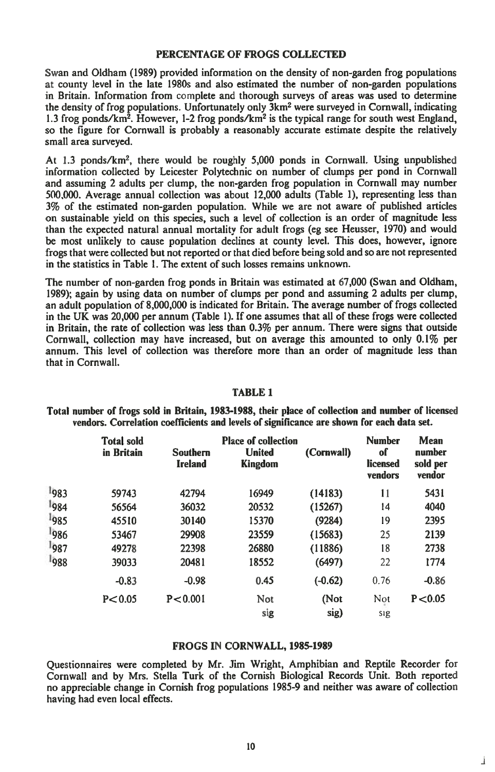## PERCENTAGE OF FROGS COLLECTED

Swan and Oldham (1989) provided information on the density of non-garden frog populations at county level in the late 1980s and also estimated the number of non-garden populations in Britain. Information from complete and thorough surveys of areas was used to determine the density of frog populations. Unfortunately only 3km$^2$ were surveyed in Cornwall, indicating 1.3 frog ponds/km$^2$. However, 1-2 frog ponds/km$^2$ is the typical range for south west England, so the figure for Cornwall is probably a reasonably accurate estimate despite the relatively small area surveyed.

At 1.3 ponds/km$^2$, there would be roughly 5,000 ponds in Cornwall. Using unpublished information collected by Leicester Polytechnic on number of clumps per pond in Cornwall and assuming 2 adults per clump, the non-garden frog population in Cornwall may number 500,000. Average annual collection was about 12,000 adults (Table 1), representing less than 3% of the estimated non-garden population. While we are not aware of published articles on sustainable yield on this species, such a level of collection is an order of magnitude less than the expected natural annual mortality for adult frogs (eg see Heusser, 1970) and would be most unlikely to cause population declines at county level. This does, however, ignore frogs that were collected but not reported or that died before being sold and so are not represented in the statistics in Table 1. The extent of such losses remains unknown.

The number of non-garden frog ponds in Britain was estimated at 67,000 (Swan and Oldham, 1989); again by using data on number of clumps per pond and assuming 2 adults per clump, an adult population of 8,000,000 is indicated for Britain. The average number of frogs collected in the UK was 20,000 per annum (Table 1). If one assumes that all of these frogs were collected in Britain, the rate of collection was less than 0.3% per annum. There were signs that outside Cornwall, collection may have increased, but on average this amounted to only 0.1% per annum. This level of collection was therefore more than an order of magnitude less than that in Cornwall.

### TABLE 1

**Total number of frogs sold in Britain, 1983-1988, their place of collection and number of licensed vendors. Correlation coefficients and levels of significance are shown for each data set.**

| | Total sold in Britain | Place of collection | | | Number of licensed vendors | Mean number sold per vendor |
|---|---|---|---|---|---|---|
| | | Southern Ireland | United Kingdom | (Cornwall) | | |
| 1983 | 59743 | 42794 | 16949 | (14183) | 11 | 5431 |
| 1984 | 56564 | 36032 | 20532 | (15267) | 14 | 4040 |
| 1985 | 45510 | 30140 | 15370 | (9284) | 19 | 2395 |
| 1986 | 53467 | 29908 | 23559 | (15683) | 25 | 2139 |
| 1987 | 49278 | 22398 | 26880 | (11886) | 18 | 2738 |
| 1988 | 39033 | 20481 | 18552 | (6497) | 22 | 1774 |
| | -0.83 | -0.98 | 0.45 | (-0.62) | 0.76 | -0.86 |
| | $P<0.05$ | $P<0.001$ | Not sig | (Not sig) | Not sig | $P<0.05$ |

## FROGS IN CORNWALL, 1985-1989

Questionnaires were completed by Mr. Jim Wright, Amphibian and Reptile Recorder for Cornwall and by Mrs. Stella Turk of the Cornish Biological Records Unit. Both reported no appreciable change in Cornish frog populations 1985-9 and neither was aware of collection having had even local effects.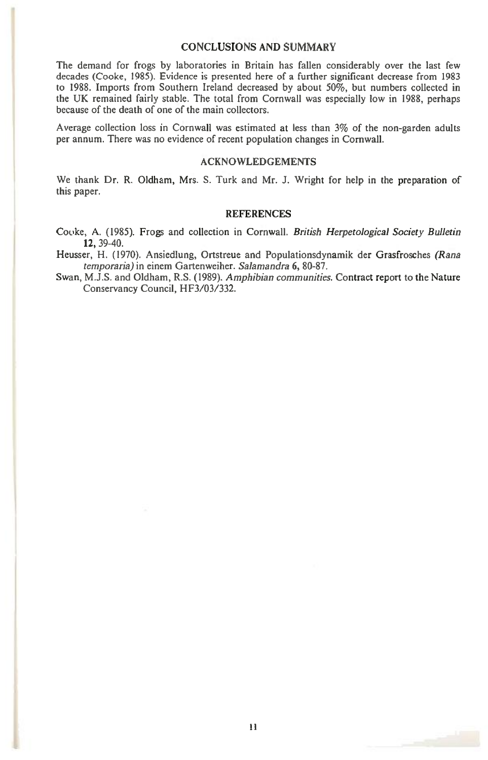## CONCLUSIONS AND SUMMARY

The demand for frogs by laboratories in Britain has fallen considerably over the last few decades (Cooke, 1985). Evidence is presented here of a further significant decrease from 1983 to 1988. Imports from Southern Ireland decreased by about 50%, but numbers collected in the UK remained fairly stable. The total from Cornwall was especially low in 1988, perhaps because of the death of one of the main collectors.

Average collection loss in Cornwall was estimated at less than 3% of the non-garden adults per annum. There was no evidence of recent population changes in Cornwall.

## ACKNOWLEDGEMENTS

We thank Dr. R. Oldham, Mrs. S. Turk and Mr. J. Wright for help in the preparation of this paper.

## REFERENCES

Cooke, A. (1985). Frogs and collection in Cornwall. *British Herpetological Society Bulletin* **12**, 39-40.

Heusser, H. (1970). Ansiedlung, Ortstreue and Populationsdynamik der Grasfrosches *(Rana temporaria)* in einem Gartenweiher. *Salamandra* **6**, 80-87.

Swan, M.J.S. and Oldham, R.S. (1989). *Amphibian communities.* Contract report to the Nature Conservancy Council, HF3/03/332.